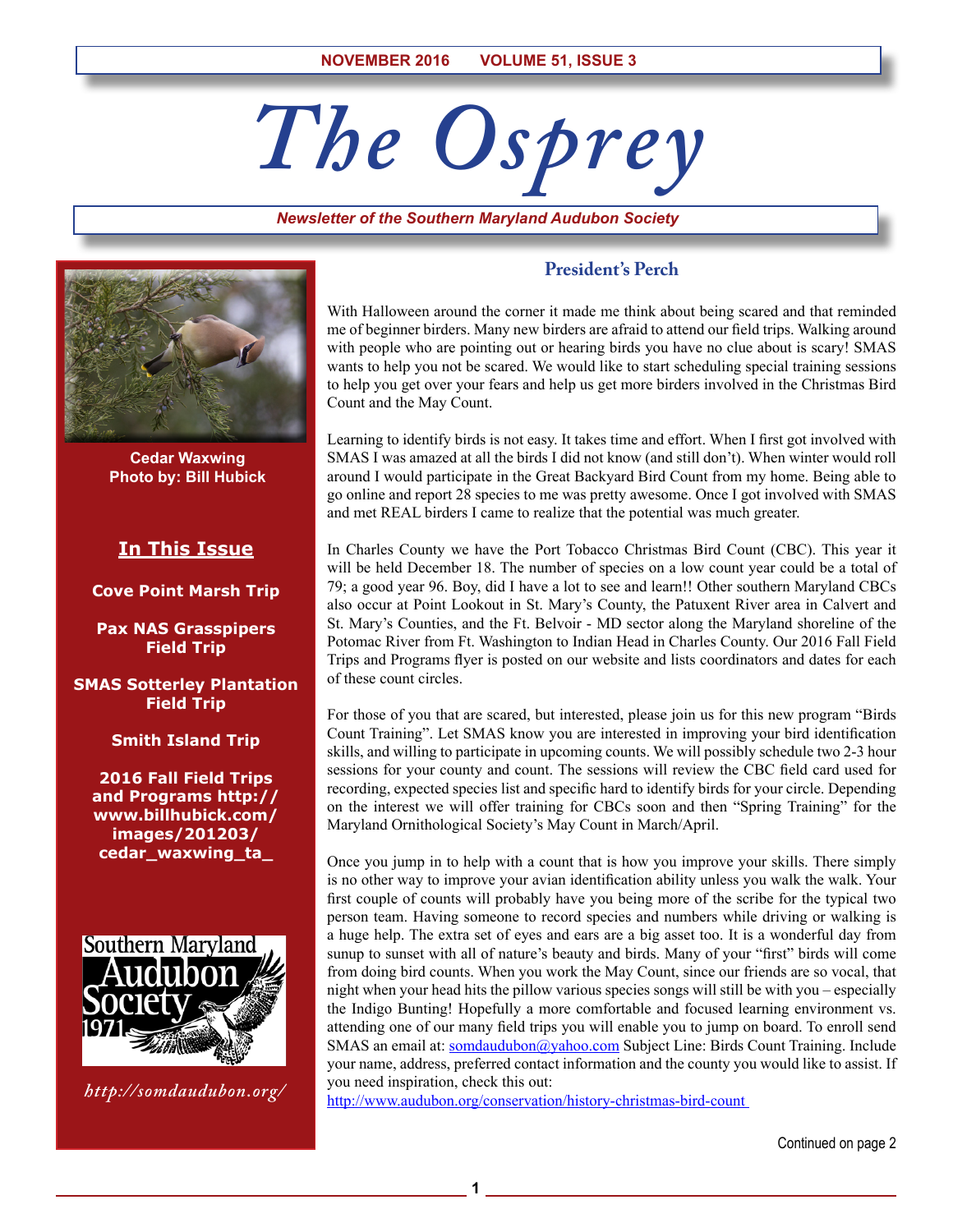NOVEMBER 2016 VOLUME 51, ISSUE 3

# The Osprey

*Newsletter of the Southern Maryland Audubon Society*

**Cedar Waxwing**
**Photo by: Bill Hubick**

**In This Issue**

**Cove Point Marsh Trip**

**Pax NAS Grasspipers Field Trip**

**SMAS Sotterley Plantation Field Trip**

**Smith Island Trip**

**2016 Fall Field Trips and Programs http://www.billhubick.com/images/201203/cedar_waxwing_ta_**

Southern Maryland Audubon Society 1971

*http://somdaudubon.org/*

## President's Perch

With Halloween around the corner it made me think about being scared and that reminded me of beginner birders. Many new birders are afraid to attend our field trips. Walking around with people who are pointing out or hearing birds you have no clue about is scary! SMAS wants to help you not be scared. We would like to start scheduling special training sessions to help you get over your fears and help us get more birders involved in the Christmas Bird Count and the May Count.

Learning to identify birds is not easy. It takes time and effort. When I first got involved with SMAS I was amazed at all the birds I did not know (and still don't). When winter would roll around I would participate in the Great Backyard Bird Count from my home. Being able to go online and report 28 species to me was pretty awesome. Once I got involved with SMAS and met REAL birders I came to realize that the potential was much greater.

In Charles County we have the Port Tobacco Christmas Bird Count (CBC). This year it will be held December 18. The number of species on a low count year could be a total of 79; a good year 96. Boy, did I have a lot to see and learn!! Other southern Maryland CBCs also occur at Point Lookout in St. Mary's County, the Patuxent River area in Calvert and St. Mary's Counties, and the Ft. Belvoir - MD sector along the Maryland shoreline of the Potomac River from Ft. Washington to Indian Head in Charles County. Our 2016 Fall Field Trips and Programs flyer is posted on our website and lists coordinators and dates for each of these count circles.

For those of you that are scared, but interested, please join us for this new program "Birds Count Training". Let SMAS know you are interested in improving your bird identification skills, and willing to participate in upcoming counts. We will possibly schedule two 2-3 hour sessions for your county and count. The sessions will review the CBC field card used for recording, expected species list and specific hard to identify birds for your circle. Depending on the interest we will offer training for CBCs soon and then "Spring Training" for the Maryland Ornithological Society's May Count in March/April.

Once you jump in to help with a count that is how you improve your skills. There simply is no other way to improve your avian identification ability unless you walk the walk. Your first couple of counts will probably have you being more of the scribe for the typical two person team. Having someone to record species and numbers while driving or walking is a huge help. The extra set of eyes and ears are a big asset too. It is a wonderful day from sunup to sunset with all of nature's beauty and birds. Many of your "first" birds will come from doing bird counts. When you work the May Count, since our friends are so vocal, that night when your head hits the pillow various species songs will still be with you – especially the Indigo Bunting! Hopefully a more comfortable and focused learning environment vs. attending one of our many field trips you will enable you to jump on board. To enroll send SMAS an email at: somdaudubon@yahoo.com Subject Line: Birds Count Training. Include your name, address, preferred contact information and the county you would like to assist. If you need inspiration, check this out:
http://www.audubon.org/conservation/history-christmas-bird-count

Continued on page 2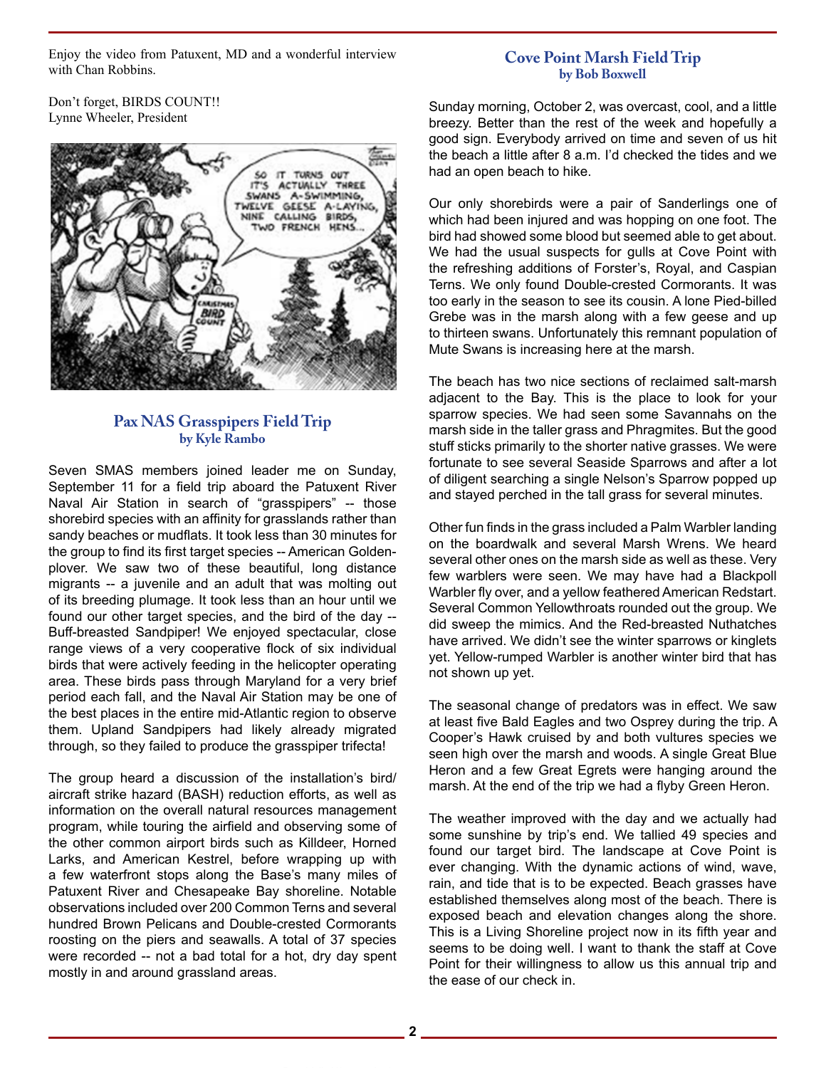Enjoy the video from Patuxent, MD and a wonderful interview with Chan Robbins.

Don't forget, BIRDS COUNT!!
Lynne Wheeler, President

## Pax NAS Grasspipers Field Trip
### by Kyle Rambo

Seven SMAS members joined leader me on Sunday, September 11 for a field trip aboard the Patuxent River Naval Air Station in search of "grasspipers" -- those shorebird species with an affinity for grasslands rather than sandy beaches or mudflats. It took less than 30 minutes for the group to find its first target species -- American Golden-plover. We saw two of these beautiful, long distance migrants -- a juvenile and an adult that was molting out of its breeding plumage. It took less than an hour until we found our other target species, and the bird of the day -- Buff-breasted Sandpiper! We enjoyed spectacular, close range views of a very cooperative flock of six individual birds that were actively feeding in the helicopter operating area. These birds pass through Maryland for a very brief period each fall, and the Naval Air Station may be one of the best places in the entire mid-Atlantic region to observe them. Upland Sandpipers had likely already migrated through, so they failed to produce the grasspiper trifecta!

The group heard a discussion of the installation's bird/aircraft strike hazard (BASH) reduction efforts, as well as information on the overall natural resources management program, while touring the airfield and observing some of the other common airport birds such as Killdeer, Horned Larks, and American Kestrel, before wrapping up with a few waterfront stops along the Base's many miles of Patuxent River and Chesapeake Bay shoreline. Notable observations included over 200 Common Terns and several hundred Brown Pelicans and Double-crested Cormorants roosting on the piers and seawalls. A total of 37 species were recorded -- not a bad total for a hot, dry day spent mostly in and around grassland areas.

## Cove Point Marsh Field Trip
### by Bob Boxwell

Sunday morning, October 2, was overcast, cool, and a little breezy. Better than the rest of the week and hopefully a good sign. Everybody arrived on time and seven of us hit the beach a little after 8 a.m. I'd checked the tides and we had an open beach to hike.

Our only shorebirds were a pair of Sanderlings one of which had been injured and was hopping on one foot. The bird had showed some blood but seemed able to get about. We had the usual suspects for gulls at Cove Point with the refreshing additions of Forster's, Royal, and Caspian Terns. We only found Double-crested Cormorants. It was too early in the season to see its cousin. A lone Pied-billed Grebe was in the marsh along with a few geese and up to thirteen swans. Unfortunately this remnant population of Mute Swans is increasing here at the marsh.

The beach has two nice sections of reclaimed salt-marsh adjacent to the Bay. This is the place to look for your sparrow species. We had seen some Savannahs on the marsh side in the taller grass and Phragmites. But the good stuff sticks primarily to the shorter native grasses. We were fortunate to see several Seaside Sparrows and after a lot of diligent searching a single Nelson's Sparrow popped up and stayed perched in the tall grass for several minutes.

Other fun finds in the grass included a Palm Warbler landing on the boardwalk and several Marsh Wrens. We heard several other ones on the marsh side as well as these. Very few warblers were seen. We may have had a Blackpoll Warbler fly over, and a yellow feathered American Redstart. Several Common Yellowthroats rounded out the group. We did sweep the mimics. And the Red-breasted Nuthatches have arrived. We didn't see the winter sparrows or kinglets yet. Yellow-rumped Warbler is another winter bird that has not shown up yet.

The seasonal change of predators was in effect. We saw at least five Bald Eagles and two Osprey during the trip. A Cooper's Hawk cruised by and both vultures species we seen high over the marsh and woods. A single Great Blue Heron and a few Great Egrets were hanging around the marsh. At the end of the trip we had a flyby Green Heron.

The weather improved with the day and we actually had some sunshine by trip's end. We tallied 49 species and found our target bird. The landscape at Cove Point is ever changing. With the dynamic actions of wind, wave, rain, and tide that is to be expected. Beach grasses have established themselves along most of the beach. There is exposed beach and elevation changes along the shore. This is a Living Shoreline project now in its fifth year and seems to be doing well. I want to thank the staff at Cove Point for their willingness to allow us this annual trip and the ease of our check in.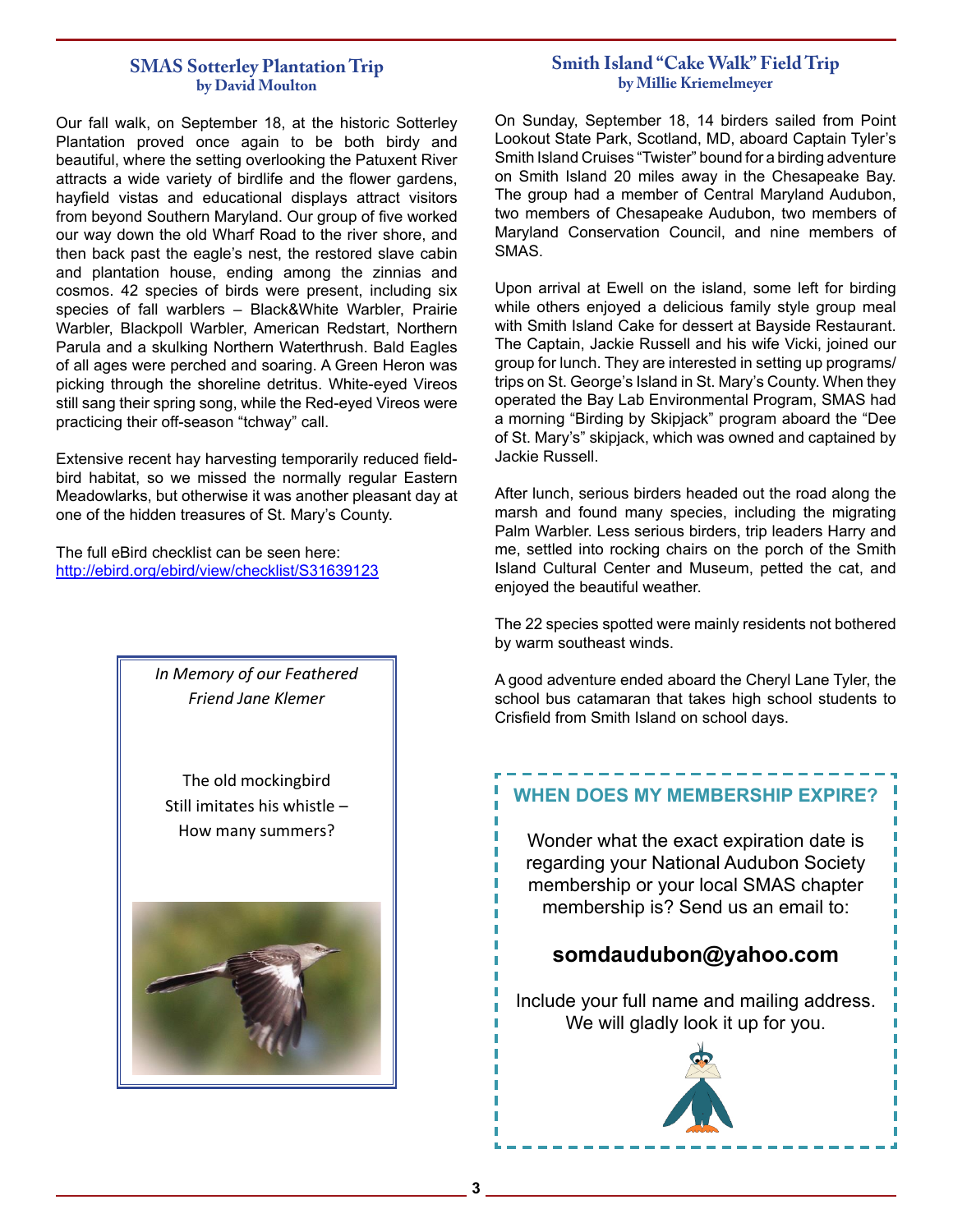## SMAS Sotterley Plantation Trip
**by David Moulton**

Our fall walk, on September 18, at the historic Sotterley Plantation proved once again to be both birdy and beautiful, where the setting overlooking the Patuxent River attracts a wide variety of birdlife and the flower gardens, hayfield vistas and educational displays attract visitors from beyond Southern Maryland. Our group of five worked our way down the old Wharf Road to the river shore, and then back past the eagle's nest, the restored slave cabin and plantation house, ending among the zinnias and cosmos. 42 species of birds were present, including six species of fall warblers – Black&White Warbler, Prairie Warbler, Blackpoll Warbler, American Redstart, Northern Parula and a skulking Northern Waterthrush. Bald Eagles of all ages were perched and soaring. A Green Heron was picking through the shoreline detritus. White-eyed Vireos still sang their spring song, while the Red-eyed Vireos were practicing their off-season "tchway" call.

Extensive recent hay harvesting temporarily reduced field-bird habitat, so we missed the normally regular Eastern Meadowlarks, but otherwise it was another pleasant day at one of the hidden treasures of St. Mary's County.

The full eBird checklist can be seen here:
http://ebird.org/ebird/view/checklist/S31639123

*In Memory of our Feathered Friend Jane Klemer*

The old mockingbird
Still imitates his whistle –
How many summers?

## Smith Island "Cake Walk" Field Trip
**by Millie Kriemelmeyer**

On Sunday, September 18, 14 birders sailed from Point Lookout State Park, Scotland, MD, aboard Captain Tyler's Smith Island Cruises "Twister" bound for a birding adventure on Smith Island 20 miles away in the Chesapeake Bay. The group had a member of Central Maryland Audubon, two members of Chesapeake Audubon, two members of Maryland Conservation Council, and nine members of SMAS.

Upon arrival at Ewell on the island, some left for birding while others enjoyed a delicious family style group meal with Smith Island Cake for dessert at Bayside Restaurant. The Captain, Jackie Russell and his wife Vicki, joined our group for lunch. They are interested in setting up programs/trips on St. George's Island in St. Mary's County. When they operated the Bay Lab Environmental Program, SMAS had a morning "Birding by Skipjack" program aboard the "Dee of St. Mary's" skipjack, which was owned and captained by Jackie Russell.

After lunch, serious birders headed out the road along the marsh and found many species, including the migrating Palm Warbler. Less serious birders, trip leaders Harry and me, settled into rocking chairs on the porch of the Smith Island Cultural Center and Museum, petted the cat, and enjoyed the beautiful weather.

The 22 species spotted were mainly residents not bothered by warm southeast winds.

A good adventure ended aboard the Cheryl Lane Tyler, the school bus catamaran that takes high school students to Crisfield from Smith Island on school days.

### WHEN DOES MY MEMBERSHIP EXPIRE?

Wonder what the exact expiration date is regarding your National Audubon Society membership or your local SMAS chapter membership is? Send us an email to:

**somdaudubon@yahoo.com**

Include your full name and mailing address. We will gladly look it up for you.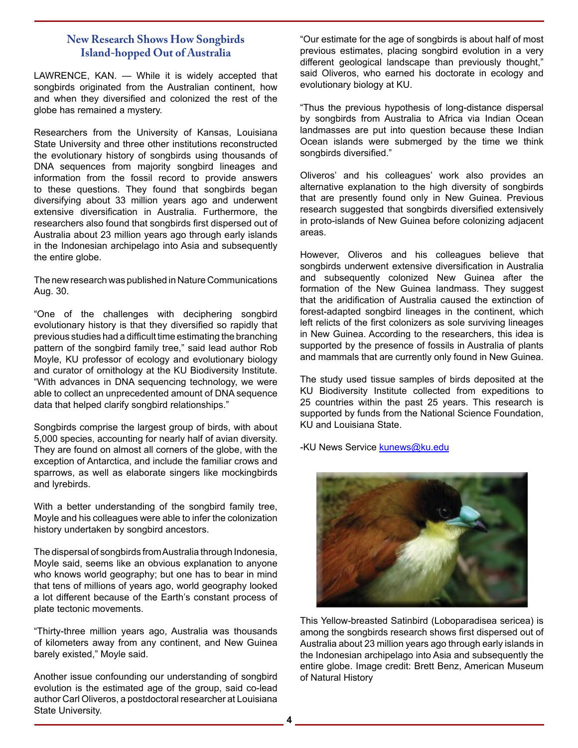## New Research Shows How Songbirds Island-hopped Out of Australia

LAWRENCE, KAN. — While it is widely accepted that songbirds originated from the Australian continent, how and when they diversified and colonized the rest of the globe has remained a mystery.

Researchers from the University of Kansas, Louisiana State University and three other institutions reconstructed the evolutionary history of songbirds using thousands of DNA sequences from majority songbird lineages and information from the fossil record to provide answers to these questions. They found that songbirds began diversifying about 33 million years ago and underwent extensive diversification in Australia. Furthermore, the researchers also found that songbirds first dispersed out of Australia about 23 million years ago through early islands in the Indonesian archipelago into Asia and subsequently the entire globe.

The new research was published in Nature Communications Aug. 30.

"One of the challenges with deciphering songbird evolutionary history is that they diversified so rapidly that previous studies had a difficult time estimating the branching pattern of the songbird family tree," said lead author Rob Moyle, KU professor of ecology and evolutionary biology and curator of ornithology at the KU Biodiversity Institute. "With advances in DNA sequencing technology, we were able to collect an unprecedented amount of DNA sequence data that helped clarify songbird relationships."

Songbirds comprise the largest group of birds, with about 5,000 species, accounting for nearly half of avian diversity. They are found on almost all corners of the globe, with the exception of Antarctica, and include the familiar crows and sparrows, as well as elaborate singers like mockingbirds and lyrebirds.

With a better understanding of the songbird family tree, Moyle and his colleagues were able to infer the colonization history undertaken by songbird ancestors.

The dispersal of songbirds from Australia through Indonesia, Moyle said, seems like an obvious explanation to anyone who knows world geography; but one has to bear in mind that tens of millions of years ago, world geography looked a lot different because of the Earth's constant process of plate tectonic movements.

"Thirty-three million years ago, Australia was thousands of kilometers away from any continent, and New Guinea barely existed," Moyle said.

Another issue confounding our understanding of songbird evolution is the estimated age of the group, said co-lead author Carl Oliveros, a postdoctoral researcher at Louisiana State University.

"Our estimate for the age of songbirds is about half of most previous estimates, placing songbird evolution in a very different geological landscape than previously thought," said Oliveros, who earned his doctorate in ecology and evolutionary biology at KU.

"Thus the previous hypothesis of long-distance dispersal by songbirds from Australia to Africa via Indian Ocean landmasses are put into question because these Indian Ocean islands were submerged by the time we think songbirds diversified."

Oliveros' and his colleagues' work also provides an alternative explanation to the high diversity of songbirds that are presently found only in New Guinea. Previous research suggested that songbirds diversified extensively in proto-islands of New Guinea before colonizing adjacent areas.

However, Oliveros and his colleagues believe that songbirds underwent extensive diversification in Australia and subsequently colonized New Guinea after the formation of the New Guinea landmass. They suggest that the aridification of Australia caused the extinction of forest-adapted songbird lineages in the continent, which left relicts of the first colonizers as sole surviving lineages in New Guinea. According to the researchers, this idea is supported by the presence of fossils in Australia of plants and mammals that are currently only found in New Guinea.

The study used tissue samples of birds deposited at the KU Biodiversity Institute collected from expeditions to 25 countries within the past 25 years. This research is supported by funds from the National Science Foundation, KU and Louisiana State.

-KU News Service kunews@ku.edu

This Yellow-breasted Satinbird (Loboparadisea sericea) is among the songbirds research shows first dispersed out of Australia about 23 million years ago through early islands in the Indonesian archipelago into Asia and subsequently the entire globe. Image credit: Brett Benz, American Museum of Natural History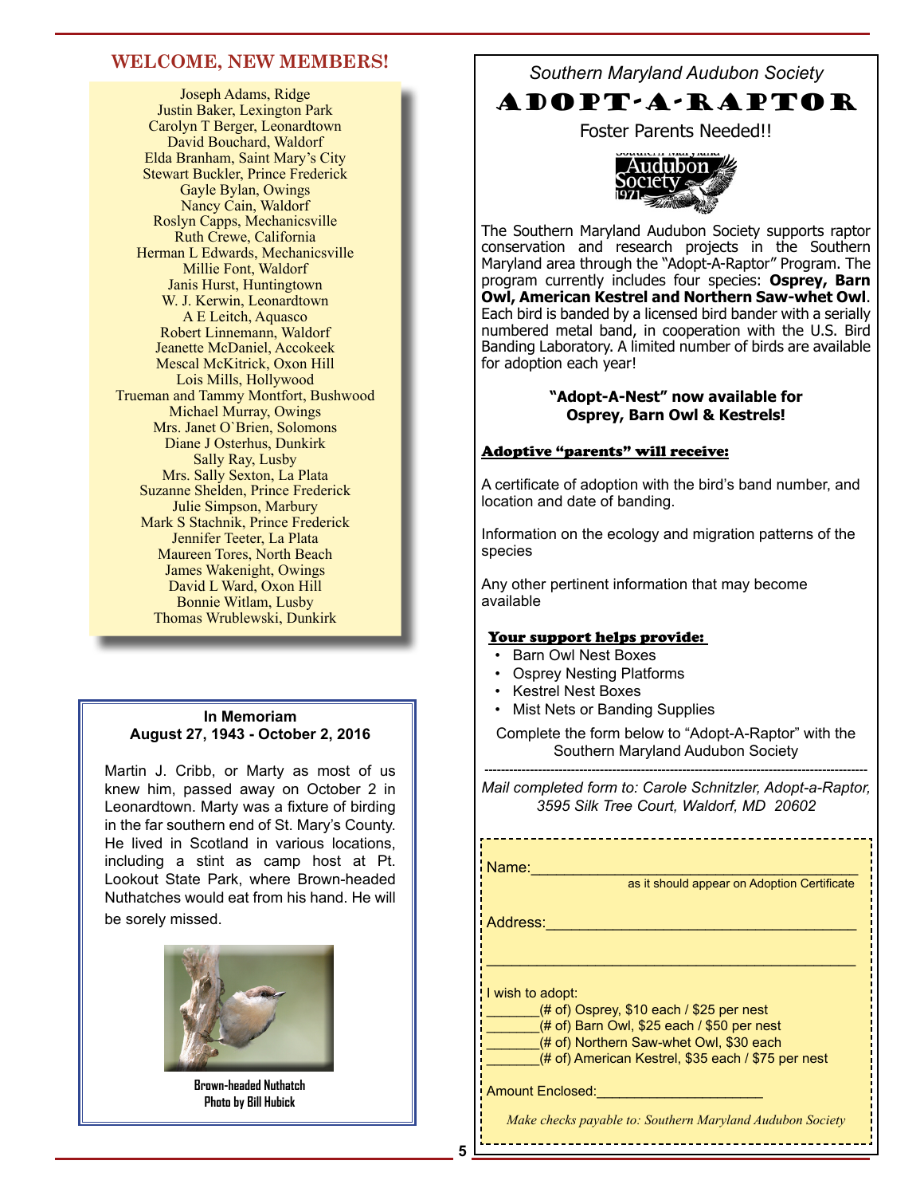## WELCOME, NEW MEMBERS!

Joseph Adams, Ridge
Justin Baker, Lexington Park
Carolyn T Berger, Leonardtown
David Bouchard, Waldorf
Elda Branham, Saint Mary's City
Stewart Buckler, Prince Frederick
Gayle Bylan, Owings
Nancy Cain, Waldorf
Roslyn Capps, Mechanicsville
Ruth Crewe, California
Herman L Edwards, Mechanicsville
Millie Font, Waldorf
Janis Hurst, Huntingtown
W. J. Kerwin, Leonardtown
A E Leitch, Aquasco
Robert Linnemann, Waldorf
Jeanette McDaniel, Accokeek
Mescal McKitrick, Oxon Hill
Lois Mills, Hollywood
Trueman and Tammy Montfort, Bushwood
Michael Murray, Owings
Mrs. Janet O`Brien, Solomons
Diane J Osterhus, Dunkirk
Sally Ray, Lusby
Mrs. Sally Sexton, La Plata
Suzanne Shelden, Prince Frederick
Julie Simpson, Marbury
Mark S Stachnik, Prince Frederick
Jennifer Teeter, La Plata
Maureen Tores, North Beach
James Wakenight, Owings
David L Ward, Oxon Hill
Bonnie Witlam, Lusby
Thomas Wrublewski, Dunkirk

### In Memoriam
### August 27, 1943 - October 2, 2016

Martin J. Cribb, or Marty as most of us knew him, passed away on October 2 in Leonardtown. Marty was a fixture of birding in the far southern end of St. Mary's County. He lived in Scotland in various locations, including a stint as camp host at Pt. Lookout State Park, where Brown-headed Nuthatches would eat from his hand. He will be sorely missed.

**Brown-headed Nuthatch**
**Photo by Bill Hubick**

*Southern Maryland Audubon Society*

# ADOPT-A-RAPTOR

Foster Parents Needed!!

The Southern Maryland Audubon Society supports raptor conservation and research projects in the Southern Maryland area through the "Adopt-A-Raptor" Program. The program currently includes four species: **Osprey, Barn Owl, American Kestrel and Northern Saw-whet Owl**. Each bird is banded by a licensed bird bander with a serially numbered metal band, in cooperation with the U.S. Bird Banding Laboratory. A limited number of birds are available for adoption each year!

**"Adopt-A-Nest" now available for Osprey, Barn Owl & Kestrels!**

**Adoptive "parents" will receive:**

A certificate of adoption with the bird's band number, and location and date of banding.

Information on the ecology and migration patterns of the species

Any other pertinent information that may become available

**Your support helps provide:**

- Barn Owl Nest Boxes
- Osprey Nesting Platforms
- Kestrel Nest Boxes
- Mist Nets or Banding Supplies

Complete the form below to "Adopt-A-Raptor" with the Southern Maryland Audubon Society

---

*Mail completed form to: Carole Schnitzler, Adopt-a-Raptor, 3595 Silk Tree Court, Waldorf, MD 20602*

Name:________________________________________
as it should appear on Adoption Certificate

Address:______________________________________

______________________________________________

I wish to adopt:
_______(# of) Osprey, $10 each / $25 per nest
_______(# of) Barn Owl, $25 each / $50 per nest
_______(# of) Northern Saw-whet Owl, $30 each
_______(# of) American Kestrel, $35 each / $75 per nest

Amount Enclosed:_____________________

*Make checks payable to: Southern Maryland Audubon Society*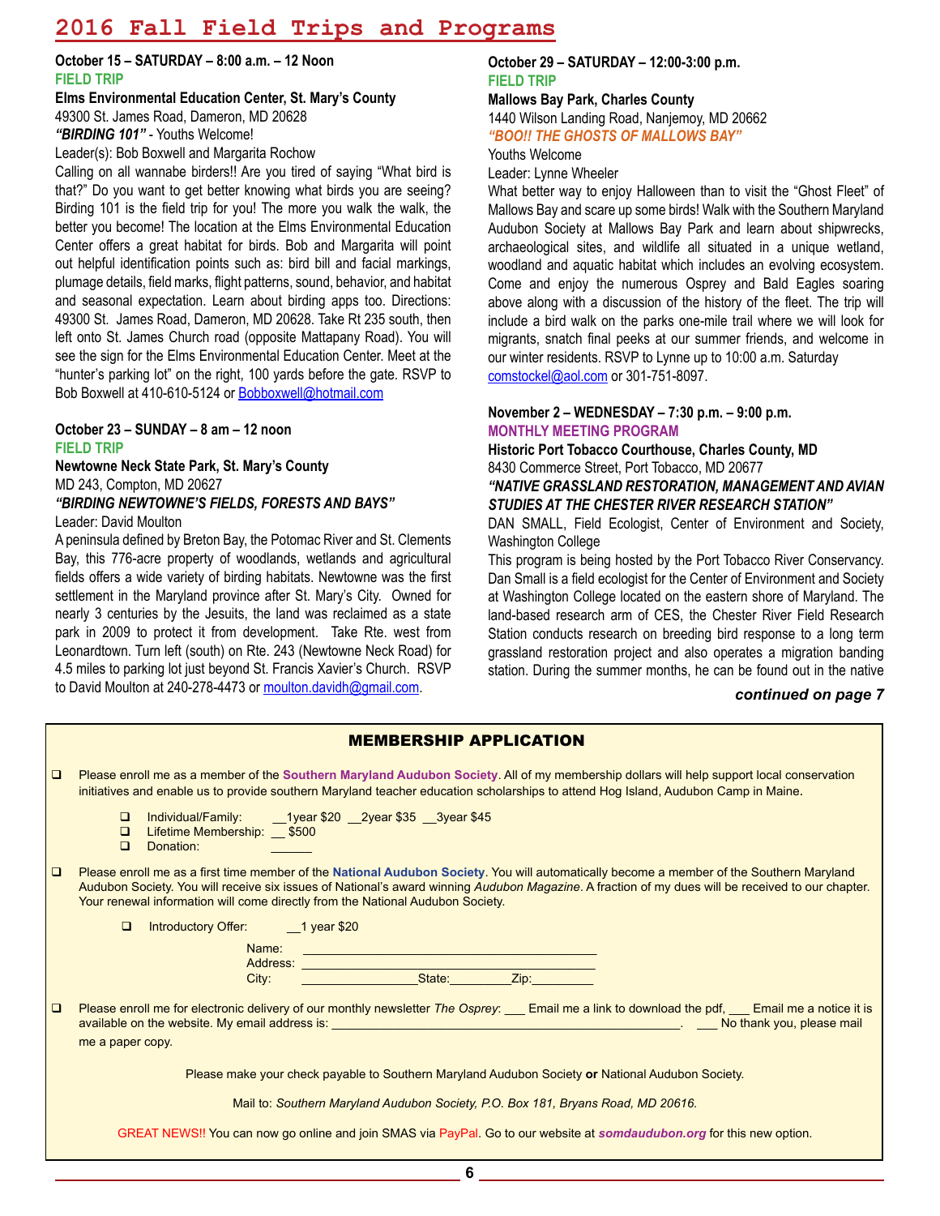# 2016 Fall Field Trips and Programs

**October 15 – SATURDAY – 8:00 a.m. – 12 Noon**
**FIELD TRIP**
**Elms Environmental Education Center, St. Mary's County**
49300 St. James Road, Dameron, MD 20628
***"BIRDING 101"*** - Youths Welcome!
Leader(s): Bob Boxwell and Margarita Rochow

Calling on all wannabe birders!! Are you tired of saying "What bird is that?" Do you want to get better knowing what birds you are seeing? Birding 101 is the field trip for you! The more you walk the walk, the better you become! The location at the Elms Environmental Education Center offers a great habitat for birds. Bob and Margarita will point out helpful identification points such as: bird bill and facial markings, plumage details, field marks, flight patterns, sound, behavior, and habitat and seasonal expectation. Learn about birding apps too. Directions: 49300 St. James Road, Dameron, MD 20628. Take Rt 235 south, then left onto St. James Church road (opposite Mattapany Road). You will see the sign for the Elms Environmental Education Center. Meet at the "hunter's parking lot" on the right, 100 yards before the gate. RSVP to Bob Boxwell at 410-610-5124 or Bobboxwell@hotmail.com

**October 23 – SUNDAY – 8 am – 12 noon**
**FIELD TRIP**
**Newtowne Neck State Park, St. Mary's County**
MD 243, Compton, MD 20627
***"BIRDING NEWTOWNE'S FIELDS, FORESTS AND BAYS"***
Leader: David Moulton

A peninsula defined by Breton Bay, the Potomac River and St. Clements Bay, this 776-acre property of woodlands, wetlands and agricultural fields offers a wide variety of birding habitats. Newtowne was the first settlement in the Maryland province after St. Mary's City. Owned for nearly 3 centuries by the Jesuits, the land was reclaimed as a state park in 2009 to protect it from development. Take Rte. west from Leonardtown. Turn left (south) on Rte. 243 (Newtowne Neck Road) for 4.5 miles to parking lot just beyond St. Francis Xavier's Church. RSVP to David Moulton at 240-278-4473 or moulton.davidh@gmail.com.

**October 29 – SATURDAY – 12:00-3:00 p.m.**
**FIELD TRIP**
**Mallows Bay Park, Charles County**
1440 Wilson Landing Road, Nanjemoy, MD 20662
***"BOO!! THE GHOSTS OF MALLOWS BAY"***
Youths Welcome
Leader: Lynne Wheeler

What better way to enjoy Halloween than to visit the "Ghost Fleet" of Mallows Bay and scare up some birds! Walk with the Southern Maryland Audubon Society at Mallows Bay Park and learn about shipwrecks, archaeological sites, and wildlife all situated in a unique wetland, woodland and aquatic habitat which includes an evolving ecosystem. Come and enjoy the numerous Osprey and Bald Eagles soaring above along with a discussion of the history of the fleet. The trip will include a bird walk on the parks one-mile trail where we will look for migrants, snatch final peeks at our summer friends, and welcome in our winter residents. RSVP to Lynne up to 10:00 a.m. Saturday comstockel@aol.com or 301-751-8097.

**November 2 – WEDNESDAY – 7:30 p.m. – 9:00 p.m.**
**MONTHLY MEETING PROGRAM**
**Historic Port Tobacco Courthouse, Charles County, MD**
8430 Commerce Street, Port Tobacco, MD 20677
***"NATIVE GRASSLAND RESTORATION, MANAGEMENT AND AVIAN STUDIES AT THE CHESTER RIVER RESEARCH STATION"***
DAN SMALL, Field Ecologist, Center of Environment and Society, Washington College

This program is being hosted by the Port Tobacco River Conservancy. Dan Small is a field ecologist for the Center of Environment and Society at Washington College located on the eastern shore of Maryland. The land-based research arm of CES, the Chester River Field Research Station conducts research on breeding bird response to a long term grassland restoration project and also operates a migration banding station. During the summer months, he can be found out in the native

***continued on page 7***

## MEMBERSHIP APPLICATION

- ❑ Please enroll me as a member of the **Southern Maryland Audubon Society**. All of my membership dollars will help support local conservation initiatives and enable us to provide southern Maryland teacher education scholarships to attend Hog Island, Audubon Camp in Maine.
  - ❑ Individual/Family: __1year $20 __2year $35 __3year $45
  - ❑ Lifetime Membership: __ $500
  - ❑ Donation: ______
- ❑ Please enroll me as a first time member of the **National Audubon Society**. You will automatically become a member of the Southern Maryland Audubon Society. You will receive six issues of National's award winning *Audubon Magazine*. A fraction of my dues will be received to our chapter. Your renewal information will come directly from the National Audubon Society.
  - ❑ Introductory Offer: __1 year $20

Name: ________________________________________
Address: ________________________________________
City: ________________ State: ________ Zip: ________

- ❑ Please enroll me for electronic delivery of our monthly newsletter *The Osprey*: ___ Email me a link to download the pdf, ___ Email me a notice it is available on the website. My email address is: ________________________________________. ___ No thank you, please mail me a paper copy.

Please make your check payable to Southern Maryland Audubon Society **or** National Audubon Society.

Mail to: *Southern Maryland Audubon Society, P.O. Box 181, Bryans Road, MD 20616.*

GREAT NEWS!! You can now go online and join SMAS via PayPal. Go to our website at ***somdaudubon.org*** for this new option.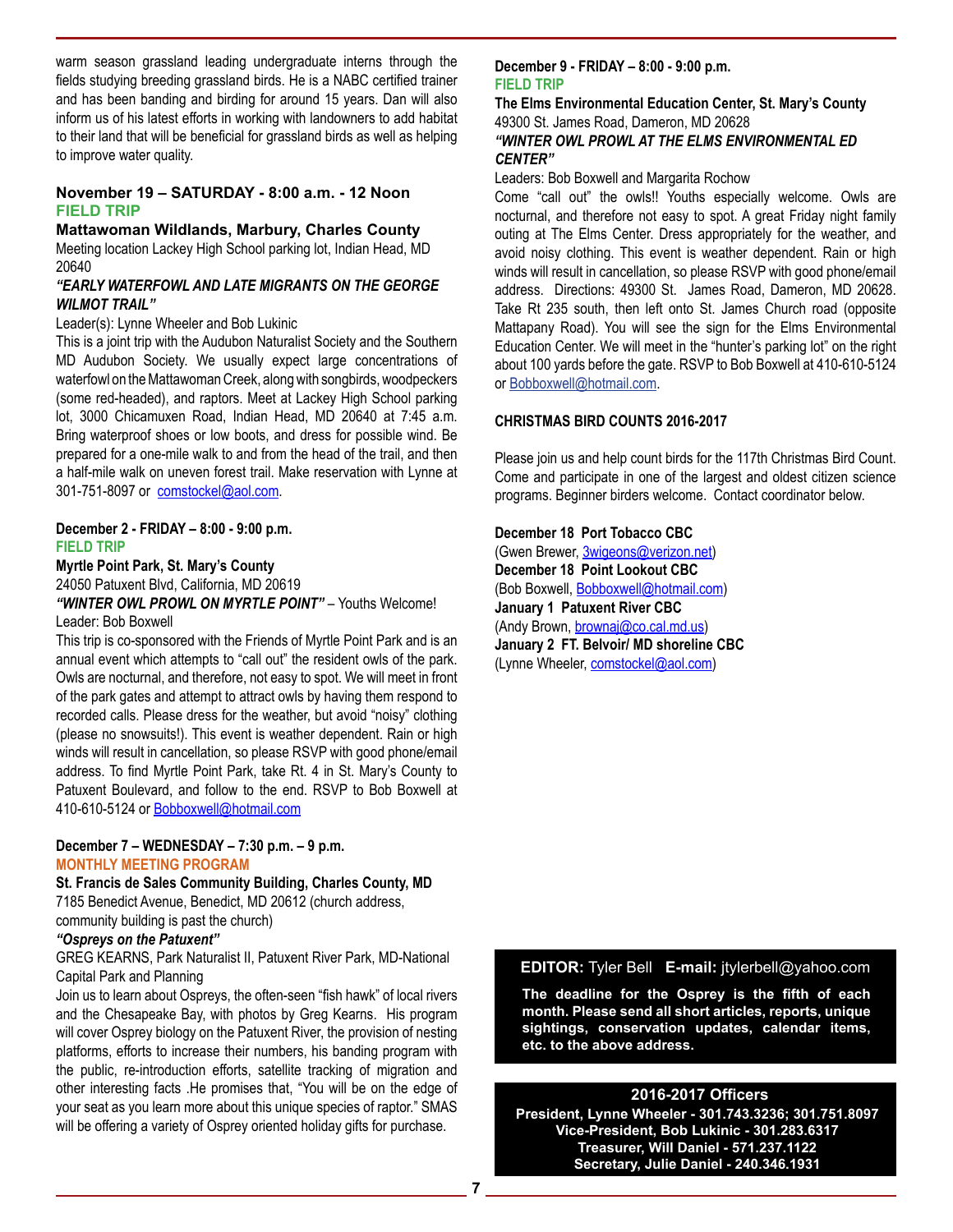warm season grassland leading undergraduate interns through the fields studying breeding grassland birds. He is a NABC certified trainer and has been banding and birding for around 15 years. Dan will also inform us of his latest efforts in working with landowners to add habitat to their land that will be beneficial for grassland birds as well as helping to improve water quality.

### November 19 – SATURDAY - 8:00 a.m. - 12 Noon
**FIELD TRIP**

**Mattawoman Wildlands, Marbury, Charles County**

Meeting location Lackey High School parking lot, Indian Head, MD 20640

***"EARLY WATERFOWL AND LATE MIGRANTS ON THE GEORGE WILMOT TRAIL"***

Leader(s): Lynne Wheeler and Bob Lukinic

This is a joint trip with the Audubon Naturalist Society and the Southern MD Audubon Society. We usually expect large concentrations of waterfowl on the Mattawoman Creek, along with songbirds, woodpeckers (some red-headed), and raptors. Meet at Lackey High School parking lot, 3000 Chicamuxen Road, Indian Head, MD 20640 at 7:45 a.m. Bring waterproof shoes or low boots, and dress for possible wind. Be prepared for a one-mile walk to and from the head of the trail, and then a half-mile walk on uneven forest trail. Make reservation with Lynne at 301-751-8097 or comstockel@aol.com.

### December 2 - FRIDAY – 8:00 - 9:00 p.m.
**FIELD TRIP**

**Myrtle Point Park, St. Mary's County**

24050 Patuxent Blvd, California, MD 20619

***"WINTER OWL PROWL ON MYRTLE POINT"*** – Youths Welcome!

Leader: Bob Boxwell

This trip is co-sponsored with the Friends of Myrtle Point Park and is an annual event which attempts to "call out" the resident owls of the park. Owls are nocturnal, and therefore, not easy to spot. We will meet in front of the park gates and attempt to attract owls by having them respond to recorded calls. Please dress for the weather, but avoid "noisy" clothing (please no snowsuits!). This event is weather dependent. Rain or high winds will result in cancellation, so please RSVP with good phone/email address. To find Myrtle Point Park, take Rt. 4 in St. Mary's County to Patuxent Boulevard, and follow to the end. RSVP to Bob Boxwell at 410-610-5124 or Bobboxwell@hotmail.com

### December 7 – WEDNESDAY – 7:30 p.m. – 9 p.m.
**MONTHLY MEETING PROGRAM**

**St. Francis de Sales Community Building, Charles County, MD**

7185 Benedict Avenue, Benedict, MD 20612 (church address, community building is past the church)

***"Ospreys on the Patuxent"***

GREG KEARNS, Park Naturalist II, Patuxent River Park, MD-National Capital Park and Planning

Join us to learn about Ospreys, the often-seen "fish hawk" of local rivers and the Chesapeake Bay, with photos by Greg Kearns. His program will cover Osprey biology on the Patuxent River, the provision of nesting platforms, efforts to increase their numbers, his banding program with the public, re-introduction efforts, satellite tracking of migration and other interesting facts .He promises that, "You will be on the edge of your seat as you learn more about this unique species of raptor." SMAS will be offering a variety of Osprey oriented holiday gifts for purchase.

### December 9 - FRIDAY – 8:00 - 9:00 p.m.
**FIELD TRIP**

**The Elms Environmental Education Center, St. Mary's County**

49300 St. James Road, Dameron, MD 20628

***"WINTER OWL PROWL AT THE ELMS ENVIRONMENTAL ED CENTER"***

Leaders: Bob Boxwell and Margarita Rochow

Come "call out" the owls!! Youths especially welcome. Owls are nocturnal, and therefore not easy to spot. A great Friday night family outing at The Elms Center. Dress appropriately for the weather, and avoid noisy clothing. This event is weather dependent. Rain or high winds will result in cancellation, so please RSVP with good phone/email address. Directions: 49300 St. James Road, Dameron, MD 20628. Take Rt 235 south, then left onto St. James Church road (opposite Mattapany Road). You will see the sign for the Elms Environmental Education Center. We will meet in the "hunter's parking lot" on the right about 100 yards before the gate. RSVP to Bob Boxwell at 410-610-5124 or Bobboxwell@hotmail.com.

### CHRISTMAS BIRD COUNTS 2016-2017

Please join us and help count birds for the 117th Christmas Bird Count. Come and participate in one of the largest and oldest citizen science programs. Beginner birders welcome. Contact coordinator below.

**December 18 Port Tobacco CBC**
(Gwen Brewer, 3wigeons@verizon.net)
**December 18 Point Lookout CBC**
(Bob Boxwell, Bobboxwell@hotmail.com)
**January 1 Patuxent River CBC**
(Andy Brown, brownaj@co.cal.md.us)
**January 2 FT. Belvoir/ MD shoreline CBC**
(Lynne Wheeler, comstockel@aol.com)

**EDITOR:** Tyler Bell **E-mail:** jtylerbell@yahoo.com

**The deadline for the Osprey is the fifth of each month. Please send all short articles, reports, unique sightings, conservation updates, calendar items, etc. to the above address.**

**2016-2017 Officers**

**President, Lynne Wheeler - 301.743.3236; 301.751.8097**
**Vice-President, Bob Lukinic - 301.283.6317**
**Treasurer, Will Daniel - 571.237.1122**
**Secretary, Julie Daniel - 240.346.1931**